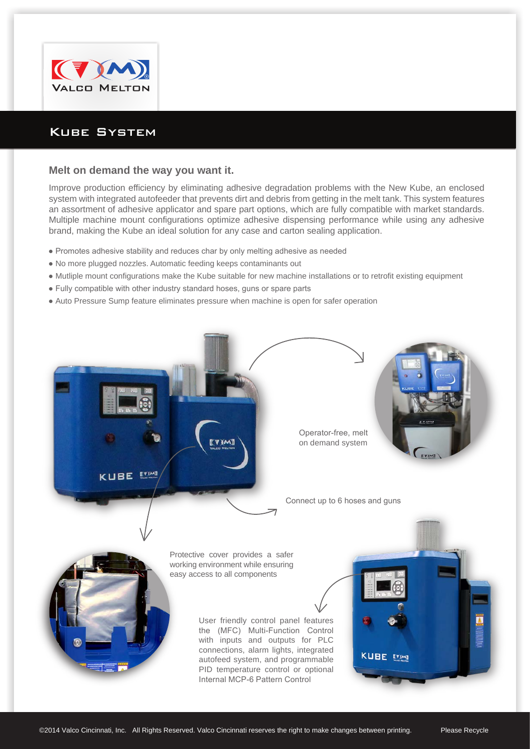VALCO MELTON

# KUBE SYSTEM

## Melt on demand the way you want it.

Improve production efficiency by eliminating adhesive degradation problems with the New Kube, an enclosed system with integrated autofeeder that prevents dirt and debris from getting in the melt tank. This system features an assortment of adhesive applicator and spare part options, which are fully compatible with market standards. Multiple machine mount configurations optimize adhesive dispensing performance while using any adhesive brand, making the Kube an ideal solution for any case and carton sealing application.

- Promotes adhesive stability and reduces char by only melting adhesive as needed
- No more plugged nozzles. Automatic feeding keeps contaminants out
- Mutliple mount configurations make the Kube suitable for new machine installations or to retrofit existing equipment
- Fully compatible with other industry standard hoses, guns or spare parts
- Auto Pressure Sump feature eliminates pressure when machine is open for safer operation

Operator-free, melt on demand system

Connect up to 6 hoses and guns

Protective cover provides a safer working environment while ensuring easy access to all components

User friendly control panel features the (MFC) Multi-Function Control with inputs and outputs for PLC connections, alarm lights, integrated autofeed system, and programmable PID temperature control or optional Internal MCP-6 Pattern Control

©2014 Valco Cincinnati, Inc. All Rights Reserved. Valco Cincinnati reserves the right to make changes between printing. Please Recycle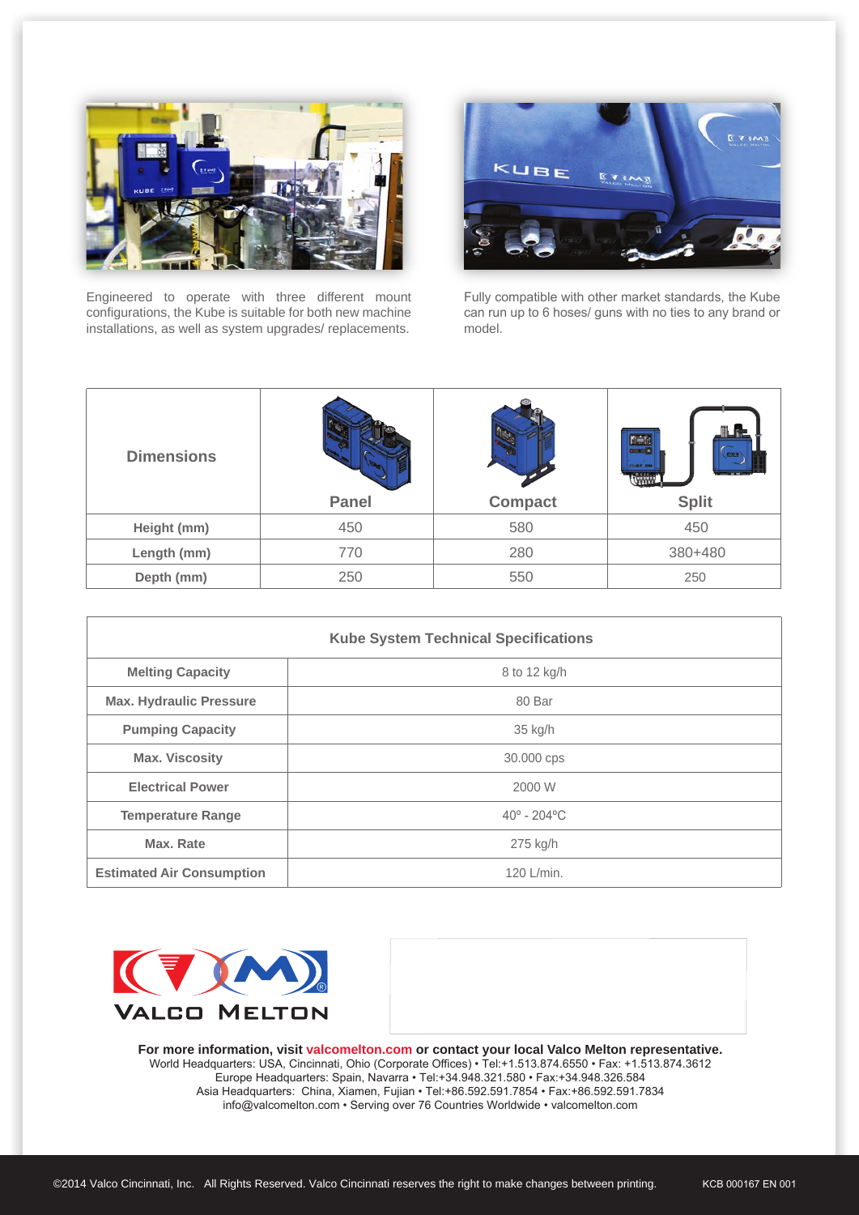Engineered to operate with three different mount configurations, the Kube is suitable for both new machine installations, as well as system upgrades/ replacements.

Fully compatible with other market standards, the Kube can run up to 6 hoses/ guns with no ties to any brand or model.

| Dimensions | Panel | Compact | Split |
|---|---|---|---|
| Height (mm) | 450 | 580 | 450 |
| Length (mm) | 770 | 280 | 380+480 |
| Depth (mm) | 250 | 550 | 250 |

| Kube System Technical Specifications | |
|---|---|
| Melting Capacity | 8 to 12 kg/h |
| Max. Hydraulic Pressure | 80 Bar |
| Pumping Capacity | 35 kg/h |
| Max. Viscosity | 30.000 cps |
| Electrical Power | 2000 W |
| Temperature Range | 40º - 204ºC |
| Max. Rate | 275 kg/h |
| Estimated Air Consumption | 120 L/min. |

VALCO MELTON

**For more information, visit valcomelton.com or contact your local Valco Melton representative.**
World Headquarters: USA, Cincinnati, Ohio (Corporate Offices) • Tel:+1.513.874.6550 • Fax: +1.513.874.3612
Europe Headquarters: Spain, Navarra • Tel:+34.948.321.580 • Fax:+34.948.326.584
Asia Headquarters: China, Xiamen, Fujian • Tel:+86.592.591.7854 • Fax:+86.592.591.7834
info@valcomelton.com • Serving over 76 Countries Worldwide • valcomelton.com

©2014 Valco Cincinnati, Inc. All Rights Reserved. Valco Cincinnati reserves the right to make changes between printing. KCB 000167 EN 001